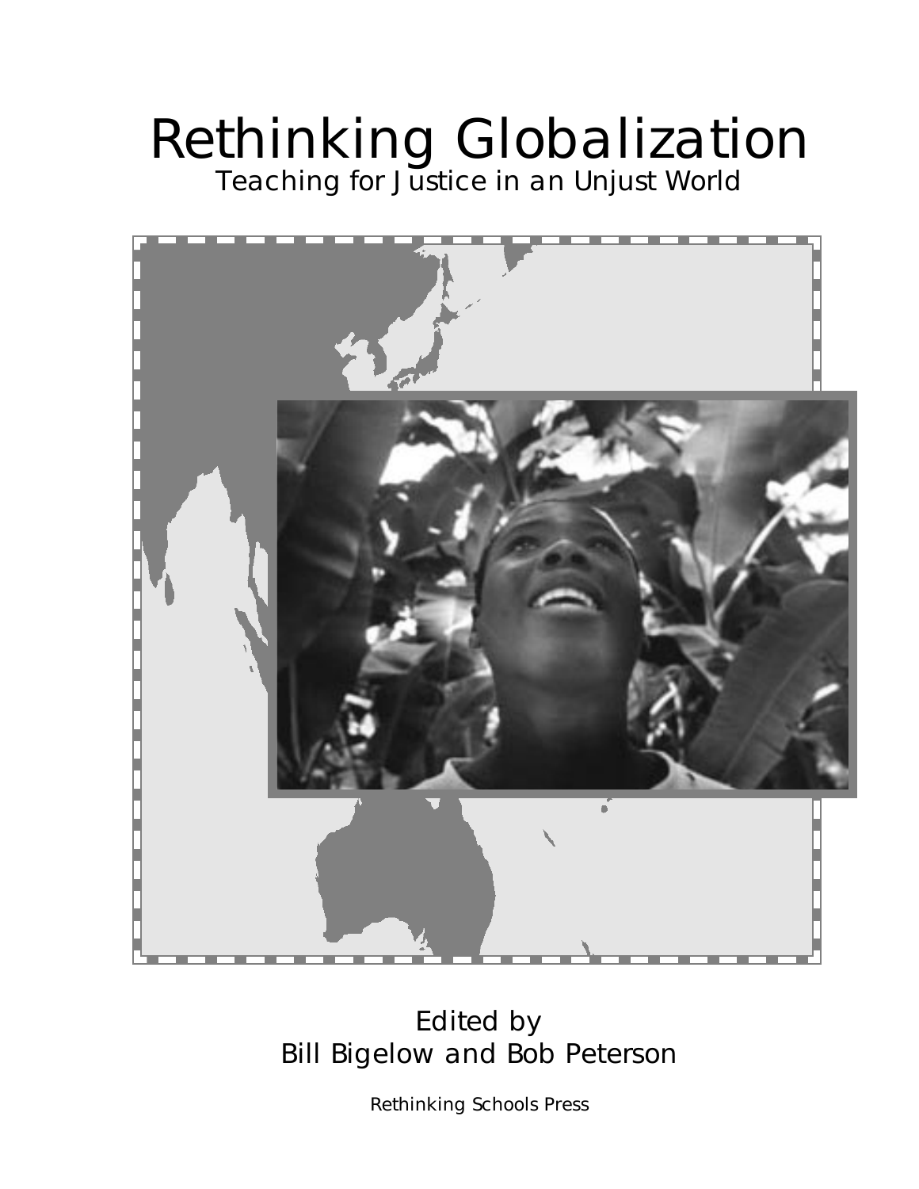# Rethinking Globalization

Teaching for Justice in an Unjust World

Edited by
Bill Bigelow and Bob Peterson

Rethinking Schools Press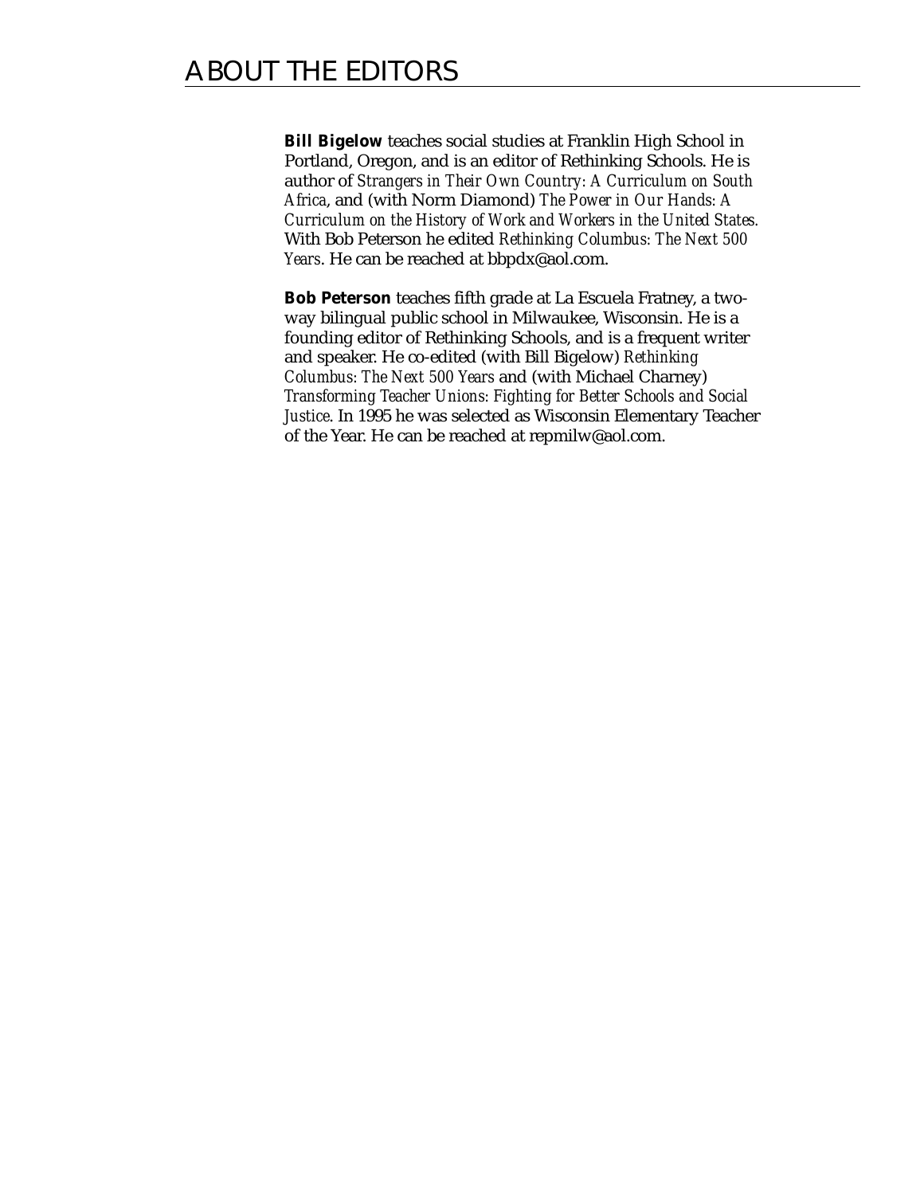# ABOUT THE EDITORS

**Bill Bigelow** teaches social studies at Franklin High School in Portland, Oregon, and is an editor of Rethinking Schools. He is author of *Strangers in Their Own Country: A Curriculum on South Africa*, and (with Norm Diamond) *The Power in Our Hands: A Curriculum on the History of Work and Workers in the United States.* With Bob Peterson he edited *Rethinking Columbus: The Next 500 Years*. He can be reached at bbpdx@aol.com.

**Bob Peterson** teaches fifth grade at La Escuela Fratney, a two-way bilingual public school in Milwaukee, Wisconsin. He is a founding editor of Rethinking Schools, and is a frequent writer and speaker. He co-edited (with Bill Bigelow) *Rethinking Columbus: The Next 500 Years* and (with Michael Charney) *Transforming Teacher Unions: Fighting for Better Schools and Social Justice*. In 1995 he was selected as Wisconsin Elementary Teacher of the Year. He can be reached at repmilw@aol.com.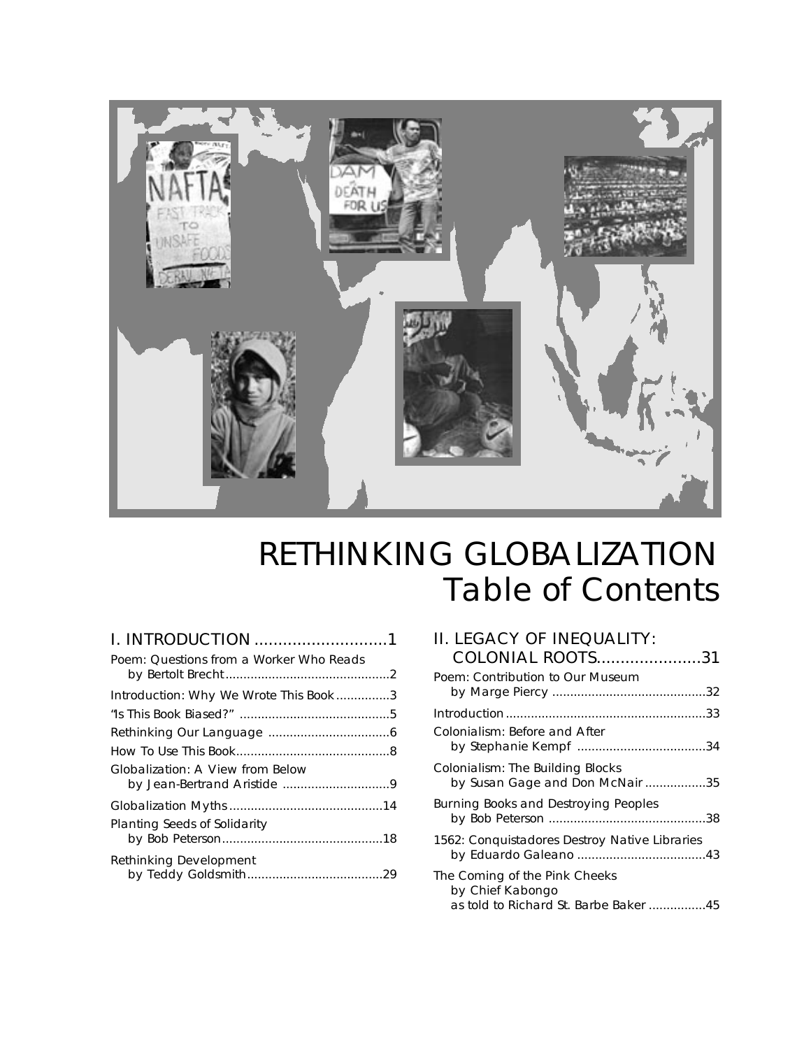# RETHINKING GLOBALIZATION
## Table of Contents

### I. INTRODUCTION ............................1

Poem: Questions from a Worker Who Reads
by Bertolt Brecht.............................................2

Introduction: Why We Wrote This Book...............3

"Is This Book Biased?" ..........................................5

Rethinking Our Language ..................................6

How To Use This Book...........................................8

Globalization: A View from Below
by Jean-Bertrand Aristide ..............................9

Globalization Myths...........................................14

Planting Seeds of Solidarity
by Bob Peterson.............................................18

Rethinking Development
by Teddy Goldsmith......................................29

### II. LEGACY OF INEQUALITY: COLONIAL ROOTS......................31

Poem: Contribution to Our Museum
by Marge Piercy ...........................................32

Introduction........................................................33

Colonialism: Before and After
by Stephanie Kempf ....................................34

Colonialism: The Building Blocks
by Susan Gage and Don McNair .................35

Burning Books and Destroying Peoples
by Bob Peterson ............................................38

1562: Conquistadores Destroy Native Libraries
by Eduardo Galeano ....................................43

The Coming of the Pink Cheeks
by Chief Kabongo
as told to Richard St. Barbe Baker ................45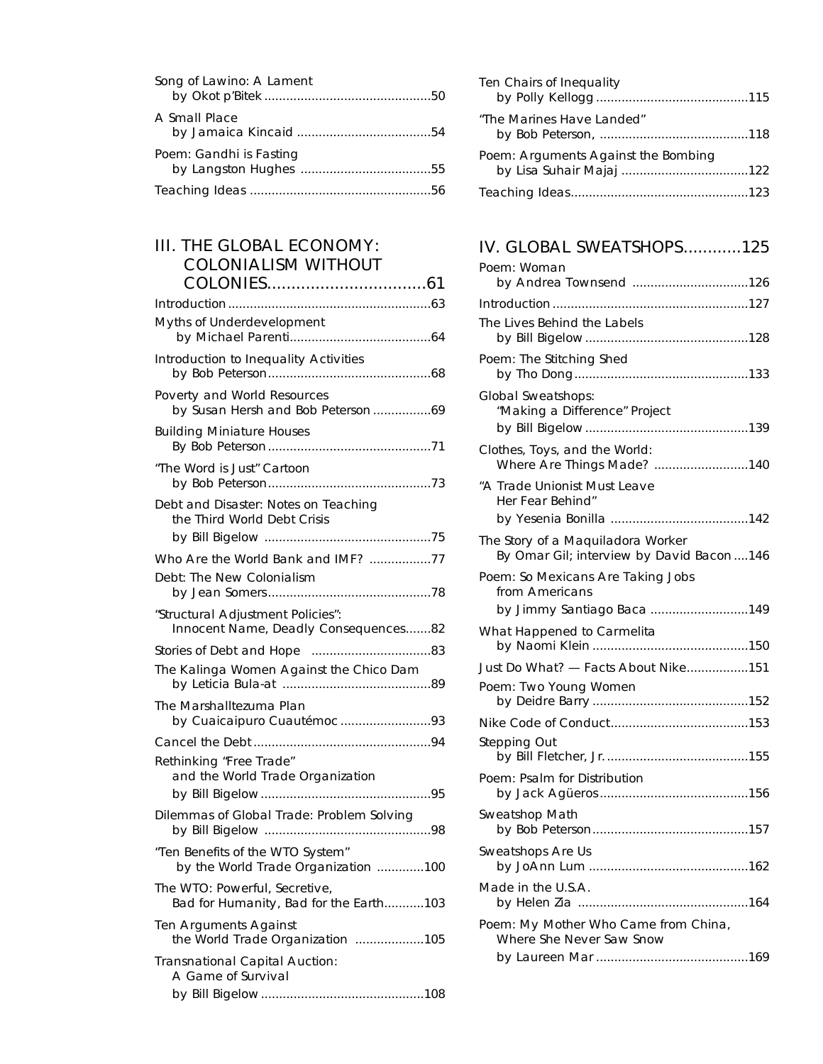Song of Lawino: A Lament
by Okot p'Bitek .......................................50

A Small Place
by Jamaica Kincaid .......................................54

Poem: Gandhi is Fasting
by Langston Hughes .......................................55

Teaching Ideas .......................................56

## III. THE GLOBAL ECONOMY: COLONIALISM WITHOUT COLONIES.......................................61

Introduction .......................................63

Myths of Underdevelopment
by Michael Parenti.......................................64

Introduction to Inequality Activities
by Bob Peterson.......................................68

Poverty and World Resources
by Susan Hersh and Bob Peterson .......................................69

Building Miniature Houses
By Bob Peterson.......................................71

"The Word is Just" Cartoon
by Bob Peterson.......................................73

Debt and Disaster: Notes on Teaching the Third World Debt Crisis
by Bill Bigelow .......................................75

Who Are the World Bank and IMF? .......................................77

Debt: The New Colonialism
by Jean Somers.......................................78

"Structural Adjustment Policies": Innocent Name, Deadly Consequences.......82

Stories of Debt and Hope .......................................83

The Kalinga Women Against the Chico Dam
by Leticia Bula-at .......................................89

The Marshalltezuma Plan
by Cuaicaipuro Cuautémoc .......................................93

Cancel the Debt .......................................94

Rethinking "Free Trade" and the World Trade Organization
by Bill Bigelow .......................................95

Dilemmas of Global Trade: Problem Solving
by Bill Bigelow .......................................98

"Ten Benefits of the WTO System"
by the World Trade Organization .......................................100

The WTO: Powerful, Secretive, Bad for Humanity, Bad for the Earth...........103

Ten Arguments Against the World Trade Organization .......................................105

Transnational Capital Auction: A Game of Survival
by Bill Bigelow .......................................108

Ten Chairs of Inequality
by Polly Kellogg .......................................115

"The Marines Have Landed"
by Bob Peterson, .......................................118

Poem: Arguments Against the Bombing
by Lisa Suhair Majaj .......................................122

Teaching Ideas.......................................123

## IV. GLOBAL SWEATSHOPS...........125

Poem: Woman
by Andrea Townsend .......................................126

Introduction .......................................127

The Lives Behind the Labels
by Bill Bigelow .......................................128

Poem: The Stitching Shed
by Tho Dong.......................................133

Global Sweatshops: "Making a Difference" Project
by Bill Bigelow .......................................139

Clothes, Toys, and the World: Where Are Things Made? .......................................140

"A Trade Unionist Must Leave Her Fear Behind"
by Yesenia Bonilla .......................................142

The Story of a Maquiladora Worker
By Omar Gil; interview by David Bacon ....146

Poem: So Mexicans Are Taking Jobs from Americans
by Jimmy Santiago Baca .......................................149

What Happened to Carmelita
by Naomi Klein .......................................150

Just Do What? — Facts About Nike.......................................151

Poem: Two Young Women
by Deidre Barry .......................................152

Nike Code of Conduct.......................................153

Stepping Out
by Bill Fletcher, Jr. .......................................155

Poem: Psalm for Distribution
by Jack Agüeros.......................................156

Sweatshop Math
by Bob Peterson.......................................157

Sweatshops Are Us
by JoAnn Lum .......................................162

Made in the U.S.A.
by Helen Zia .......................................164

Poem: My Mother Who Came from China, Where She Never Saw Snow
by Laureen Mar .......................................169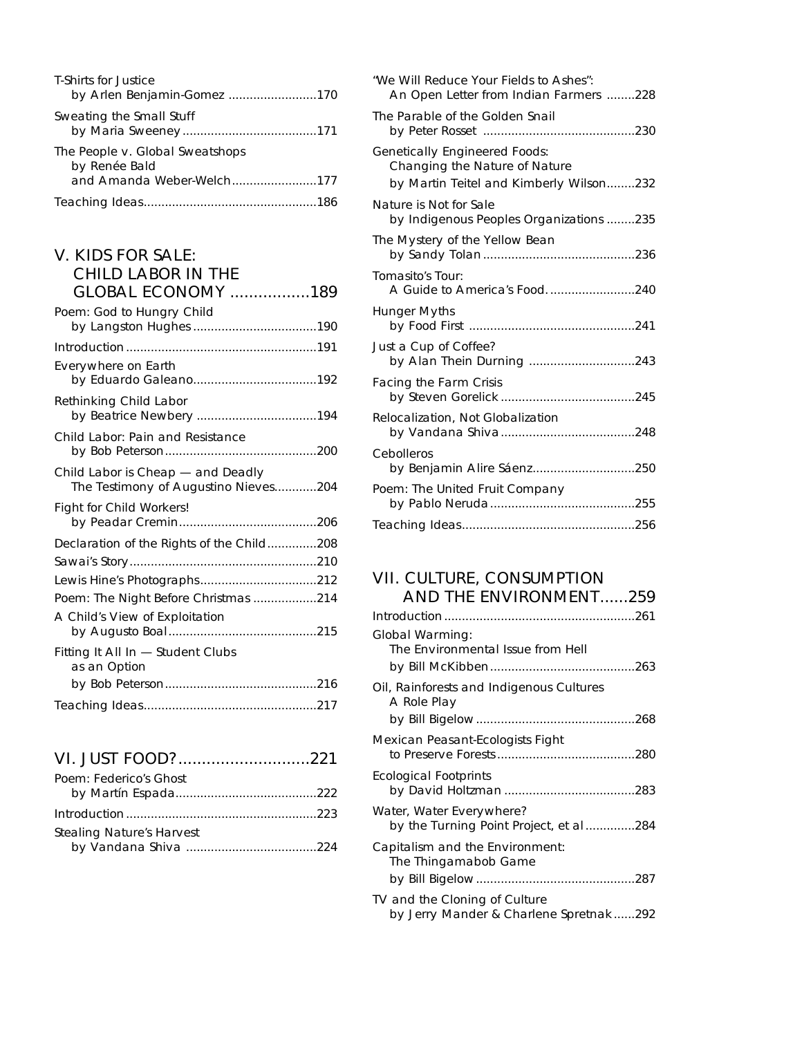T-Shirts for Justice
by Arlen Benjamin-Gomez ........................170

Sweating the Small Stuff
by Maria Sweeney ......................................171

The People v. Global Sweatshops
by Renée Bald
and Amanda Weber-Welch........................177

Teaching Ideas.................................................186

## V. KIDS FOR SALE: CHILD LABOR IN THE GLOBAL ECONOMY .................189

Poem: God to Hungry Child
by Langston Hughes ...................................190

Introduction ......................................................191

Everywhere on Earth
by Eduardo Galeano...................................192

Rethinking Child Labor
by Beatrice Newbery ..................................194

Child Labor: Pain and Resistance
by Bob Peterson...........................................200

Child Labor is Cheap — and Deadly
The Testimony of Augustino Nieves............204

Fight for Child Workers!
by Peadar Cremin.......................................206

Declaration of the Rights of the Child..............208

Sawai's Story.....................................................210

Lewis Hine's Photographs.................................212

Poem: The Night Before Christmas ..................214

A Child's View of Exploitation
by Augusto Boal..........................................215

Fitting It All In — Student Clubs
as an Option
by Bob Peterson...........................................216

Teaching Ideas.................................................217

## VI. JUST FOOD?............................221

Poem: Federico's Ghost
by Martín Espada........................................222

Introduction ......................................................223

Stealing Nature's Harvest
by Vandana Shiva .....................................224

"We Will Reduce Your Fields to Ashes":
An Open Letter from Indian Farmers ........228

The Parable of the Golden Snail
by Peter Rosset ...........................................230

Genetically Engineered Foods:
Changing the Nature of Nature
by Martin Teitel and Kimberly Wilson........232

Nature is Not for Sale
by Indigenous Peoples Organizations ........235

The Mystery of the Yellow Bean
by Sandy Tolan ...........................................236

Tomasito's Tour:
A Guide to America's Food. ........................240

Hunger Myths
by Food First ...............................................241

Just a Cup of Coffee?
by Alan Thein Durning ..............................243

Facing the Farm Crisis
by Steven Gorelick ......................................245

Relocalization, Not Globalization
by Vandana Shiva ......................................248

Cebolleros
by Benjamin Alire Sáenz.............................250

Poem: The United Fruit Company
by Pablo Neruda .........................................255

Teaching Ideas.................................................256

## VII. CULTURE, CONSUMPTION AND THE ENVIRONMENT......259

Introduction ......................................................261

Global Warming:
The Environmental Issue from Hell
by Bill McKibben.........................................263

Oil, Rainforests and Indigenous Cultures
A Role Play
by Bill Bigelow .............................................268

Mexican Peasant-Ecologists Fight
to Preserve Forests.......................................280

Ecological Footprints
by David Holtzman .....................................283

Water, Water Everywhere?
by the Turning Point Project, et al ..............284

Capitalism and the Environment:
The Thingamabob Game
by Bill Bigelow .............................................287

TV and the Cloning of Culture
by Jerry Mander & Charlene Spretnak......292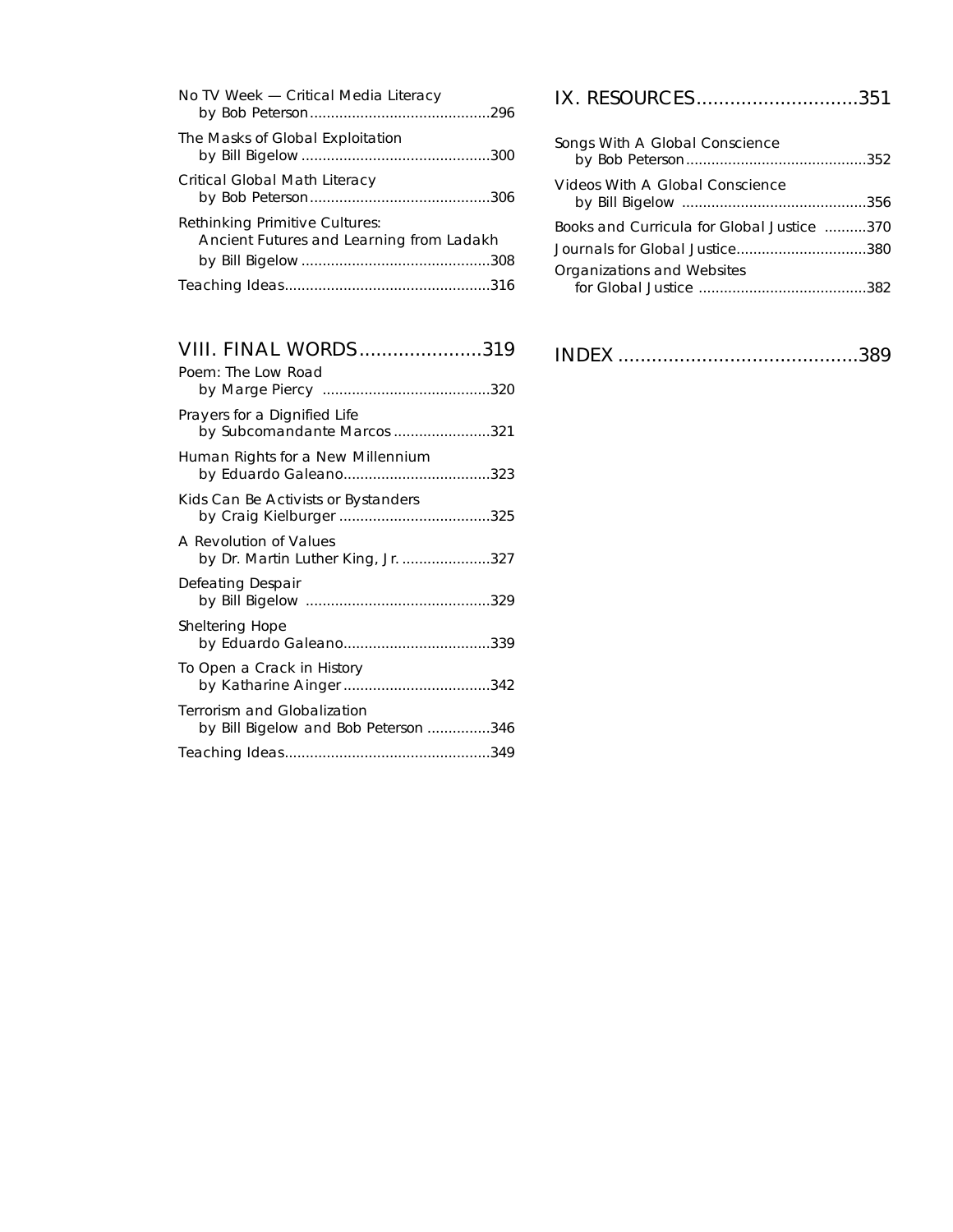No TV Week — Critical Media Literacy
by Bob Peterson ....................................... 296

The Masks of Global Exploitation
by Bill Bigelow ....................................... 300

Critical Global Math Literacy
by Bob Peterson ....................................... 306

Rethinking Primitive Cultures:
Ancient Futures and Learning from Ladakh
by Bill Bigelow ....................................... 308

Teaching Ideas ....................................... 316

## VIII. FINAL WORDS ....................... 319

Poem: The Low Road
by Marge Piercy ....................................... 320

Prayers for a Dignified Life
by Subcomandante Marcos ....................................... 321

Human Rights for a New Millennium
by Eduardo Galeano ....................................... 323

Kids Can Be Activists or Bystanders
by Craig Kielburger ....................................... 325

A Revolution of Values
by Dr. Martin Luther King, Jr. ....................................... 327

Defeating Despair
by Bill Bigelow ....................................... 329

Sheltering Hope
by Eduardo Galeano ....................................... 339

To Open a Crack in History
by Katharine Ainger ....................................... 342

Terrorism and Globalization
by Bill Bigelow and Bob Peterson ....................................... 346

Teaching Ideas ....................................... 349

## IX. RESOURCES ....................... 351

Songs With A Global Conscience
by Bob Peterson ....................................... 352

Videos With A Global Conscience
by Bill Bigelow ....................................... 356

Books and Curricula for Global Justice ....................................... 370

Journals for Global Justice ....................................... 380

Organizations and Websites
for Global Justice ....................................... 382

## INDEX ....................................... 389